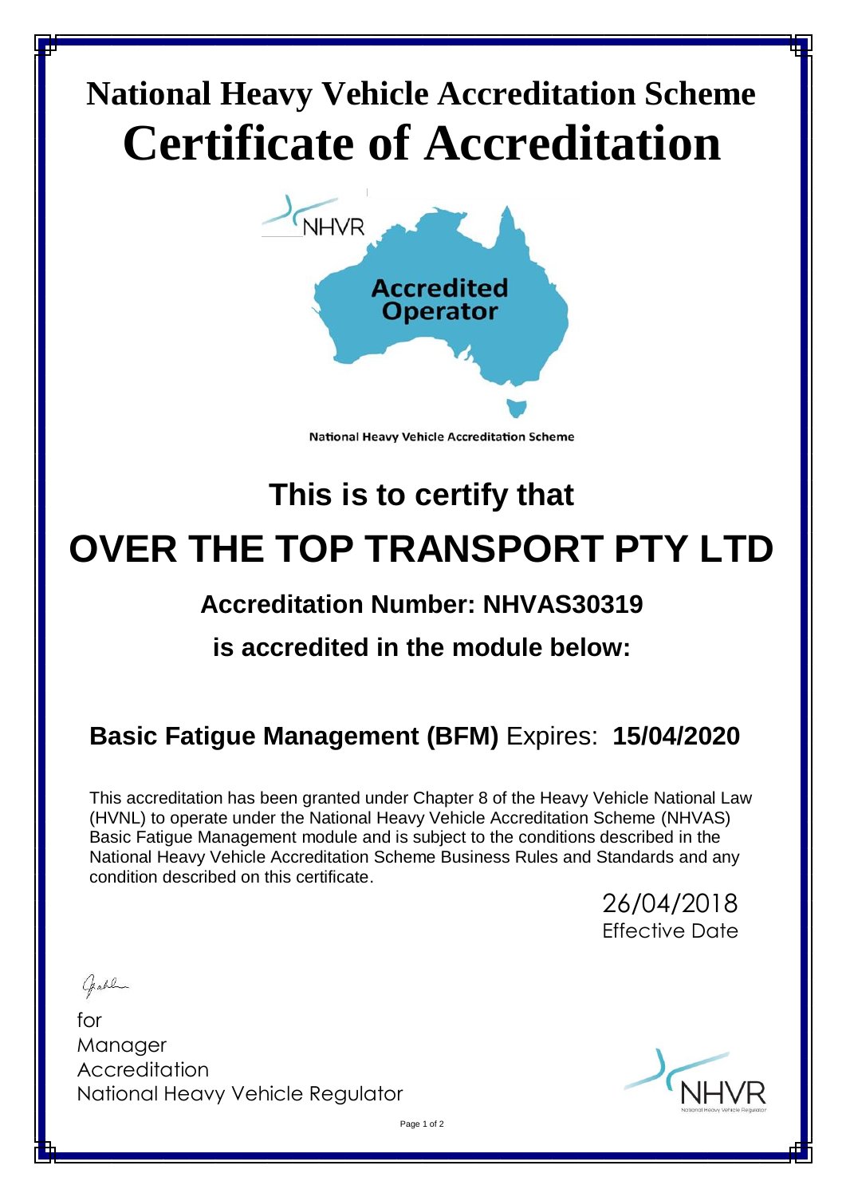# National Heavy Vehicle Accreditation Scheme

# Certificate of Accreditation

NHVR

**Accredited Operator**

National Heavy Vehicle Accreditation Scheme

## This is to certify that

# OVER THE TOP TRANSPORT PTY LTD

### Accreditation Number: NHVAS30319

### is accredited in the module below:

**Basic Fatigue Management (BFM)** Expires: **15/04/2020**

This accreditation has been granted under Chapter 8 of the Heavy Vehicle National Law (HVNL) to operate under the National Heavy Vehicle Accreditation Scheme (NHVAS) Basic Fatigue Management module and is subject to the conditions described in the National Heavy Vehicle Accreditation Scheme Business Rules and Standards and any condition described on this certificate.

26/04/2018
Effective Date

for
Manager
Accreditation
National Heavy Vehicle Regulator

NHVR
National Heavy Vehicle Regulator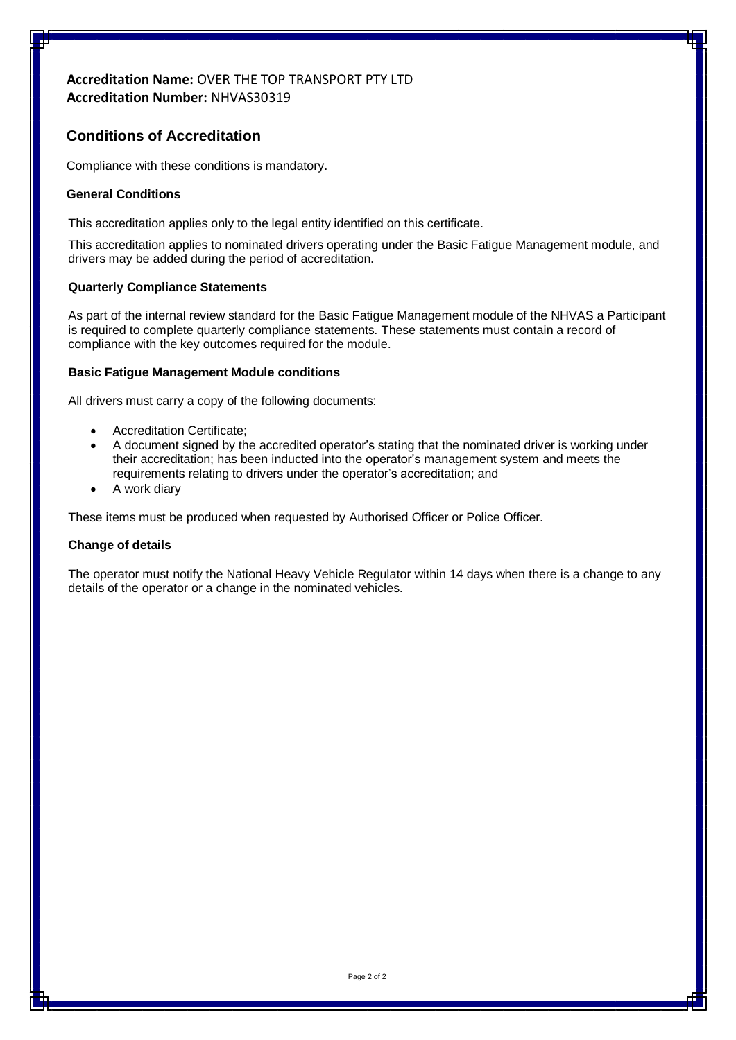**Accreditation Name:** OVER THE TOP TRANSPORT PTY LTD
**Accreditation Number:** NHVAS30319

## Conditions of Accreditation

Compliance with these conditions is mandatory.

### General Conditions

This accreditation applies only to the legal entity identified on this certificate.

This accreditation applies to nominated drivers operating under the Basic Fatigue Management module, and drivers may be added during the period of accreditation.

### Quarterly Compliance Statements

As part of the internal review standard for the Basic Fatigue Management module of the NHVAS a Participant is required to complete quarterly compliance statements. These statements must contain a record of compliance with the key outcomes required for the module.

### Basic Fatigue Management Module conditions

All drivers must carry a copy of the following documents:

- Accreditation Certificate;
- A document signed by the accredited operator's stating that the nominated driver is working under their accreditation; has been inducted into the operator's management system and meets the requirements relating to drivers under the operator's accreditation; and
- A work diary

These items must be produced when requested by Authorised Officer or Police Officer.

### Change of details

The operator must notify the National Heavy Vehicle Regulator within 14 days when there is a change to any details of the operator or a change in the nominated vehicles.